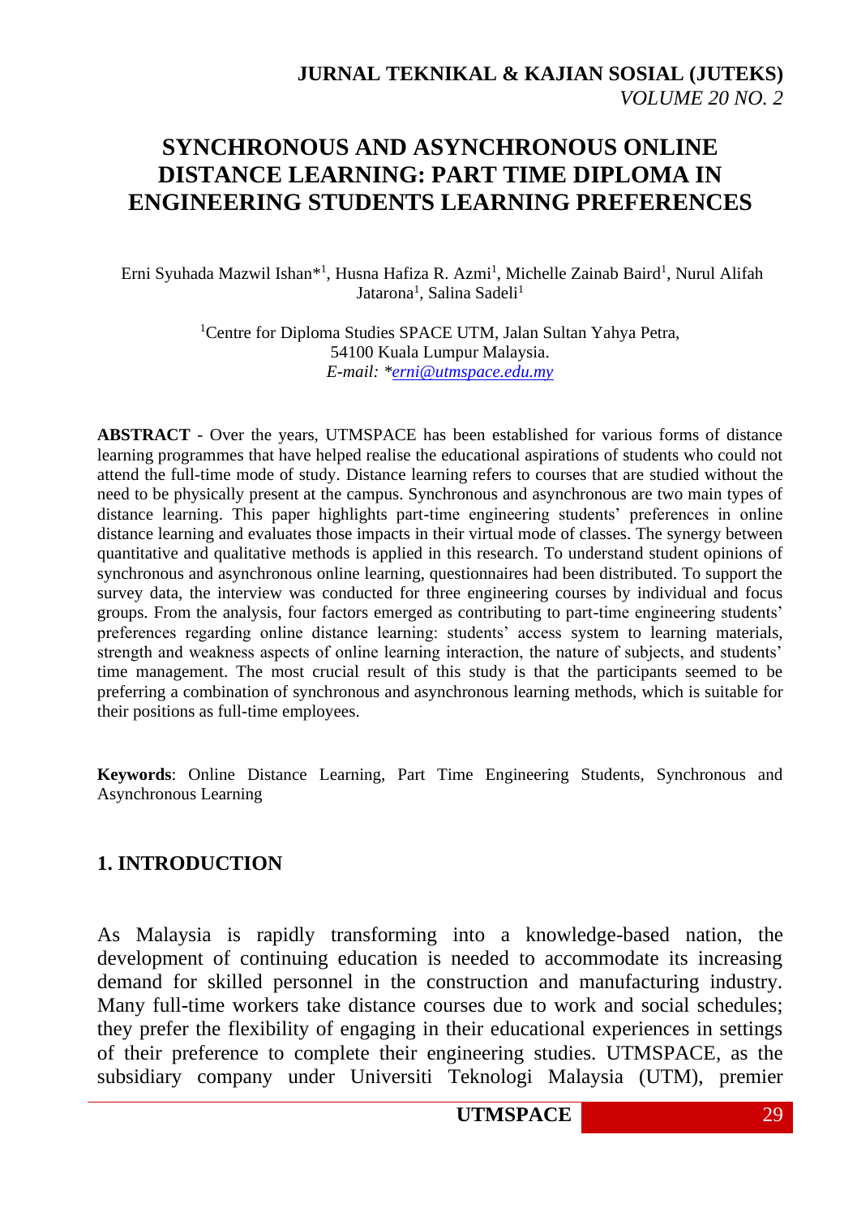# SYNCHRONOUS AND ASYNCHRONOUS ONLINE DISTANCE LEARNING: PART TIME DIPLOMA IN ENGINEERING STUDENTS LEARNING PREFERENCES

Erni Syuhada Mazwil Ishan*[1], Husna Hafiza R. Azmi[1], Michelle Zainab Baird[1], Nurul Alifah Jatarona[1], Salina Sadeli[1]

[1]Centre for Diploma Studies SPACE UTM, Jalan Sultan Yahya Petra, 54100 Kuala Lumpur Malaysia.
*E-mail: *erni@utmspace.edu.my*

**ABSTRACT** - Over the years, UTMSPACE has been established for various forms of distance learning programmes that have helped realise the educational aspirations of students who could not attend the full-time mode of study. Distance learning refers to courses that are studied without the need to be physically present at the campus. Synchronous and asynchronous are two main types of distance learning. This paper highlights part-time engineering students' preferences in online distance learning and evaluates those impacts in their virtual mode of classes. The synergy between quantitative and qualitative methods is applied in this research. To understand student opinions of synchronous and asynchronous online learning, questionnaires had been distributed. To support the survey data, the interview was conducted for three engineering courses by individual and focus groups. From the analysis, four factors emerged as contributing to part-time engineering students' preferences regarding online distance learning: students' access system to learning materials, strength and weakness aspects of online learning interaction, the nature of subjects, and students' time management. The most crucial result of this study is that the participants seemed to be preferring a combination of synchronous and asynchronous learning methods, which is suitable for their positions as full-time employees.

**Keywords**: Online Distance Learning, Part Time Engineering Students, Synchronous and Asynchronous Learning

## 1. INTRODUCTION

As Malaysia is rapidly transforming into a knowledge-based nation, the development of continuing education is needed to accommodate its increasing demand for skilled personnel in the construction and manufacturing industry. Many full-time workers take distance courses due to work and social schedules; they prefer the flexibility of engaging in their educational experiences in settings of their preference to complete their engineering studies. UTMSPACE, as the subsidiary company under Universiti Teknologi Malaysia (UTM), premier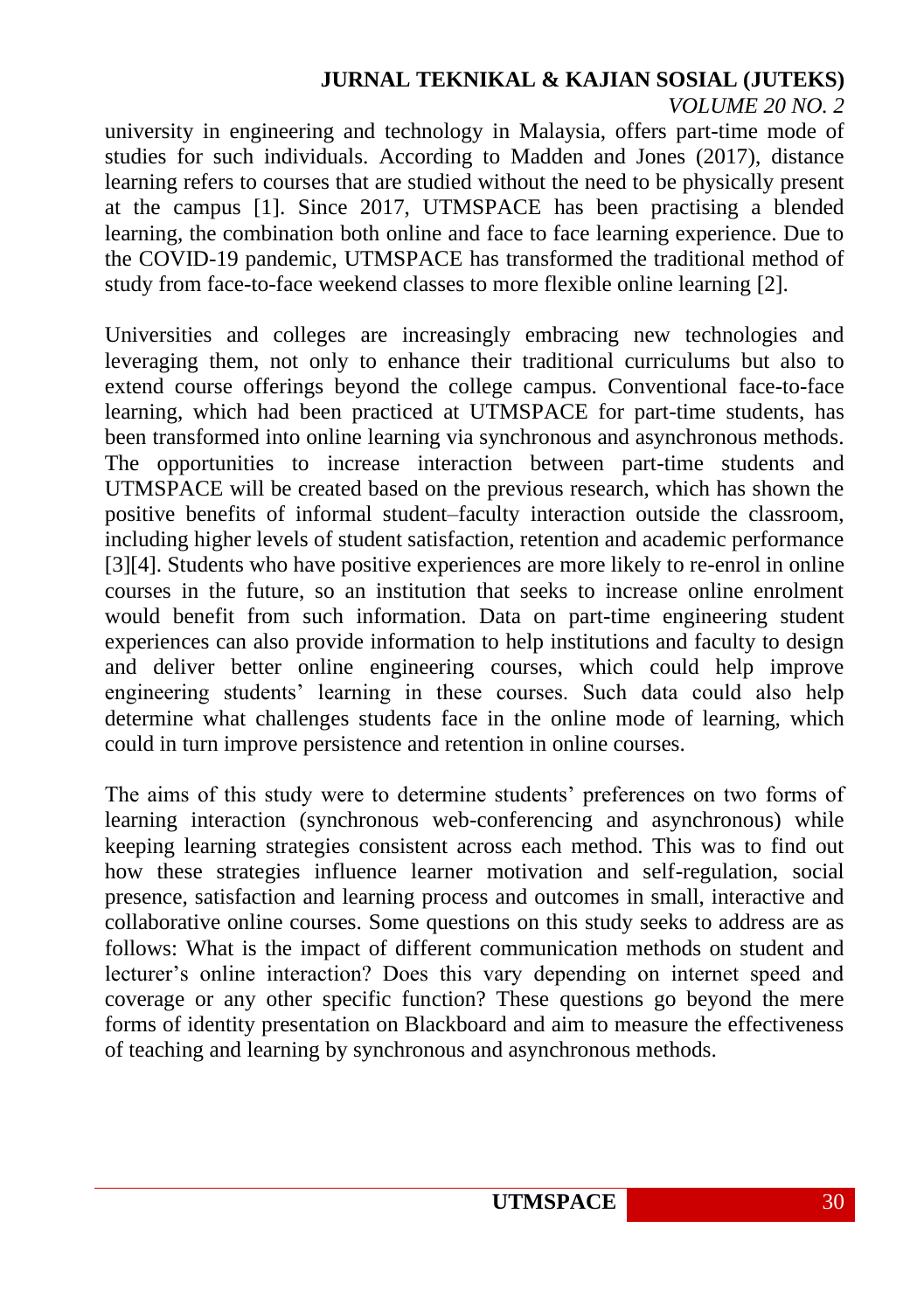university in engineering and technology in Malaysia, offers part-time mode of studies for such individuals. According to Madden and Jones (2017), distance learning refers to courses that are studied without the need to be physically present at the campus [1]. Since 2017, UTMSPACE has been practising a blended learning, the combination both online and face to face learning experience. Due to the COVID-19 pandemic, UTMSPACE has transformed the traditional method of study from face-to-face weekend classes to more flexible online learning [2].

Universities and colleges are increasingly embracing new technologies and leveraging them, not only to enhance their traditional curriculums but also to extend course offerings beyond the college campus. Conventional face-to-face learning, which had been practiced at UTMSPACE for part-time students, has been transformed into online learning via synchronous and asynchronous methods. The opportunities to increase interaction between part-time students and UTMSPACE will be created based on the previous research, which has shown the positive benefits of informal student–faculty interaction outside the classroom, including higher levels of student satisfaction, retention and academic performance [3][4]. Students who have positive experiences are more likely to re-enrol in online courses in the future, so an institution that seeks to increase online enrolment would benefit from such information. Data on part-time engineering student experiences can also provide information to help institutions and faculty to design and deliver better online engineering courses, which could help improve engineering students' learning in these courses. Such data could also help determine what challenges students face in the online mode of learning, which could in turn improve persistence and retention in online courses.

The aims of this study were to determine students' preferences on two forms of learning interaction (synchronous web-conferencing and asynchronous) while keeping learning strategies consistent across each method. This was to find out how these strategies influence learner motivation and self-regulation, social presence, satisfaction and learning process and outcomes in small, interactive and collaborative online courses. Some questions on this study seeks to address are as follows: What is the impact of different communication methods on student and lecturer's online interaction? Does this vary depending on internet speed and coverage or any other specific function? These questions go beyond the mere forms of identity presentation on Blackboard and aim to measure the effectiveness of teaching and learning by synchronous and asynchronous methods.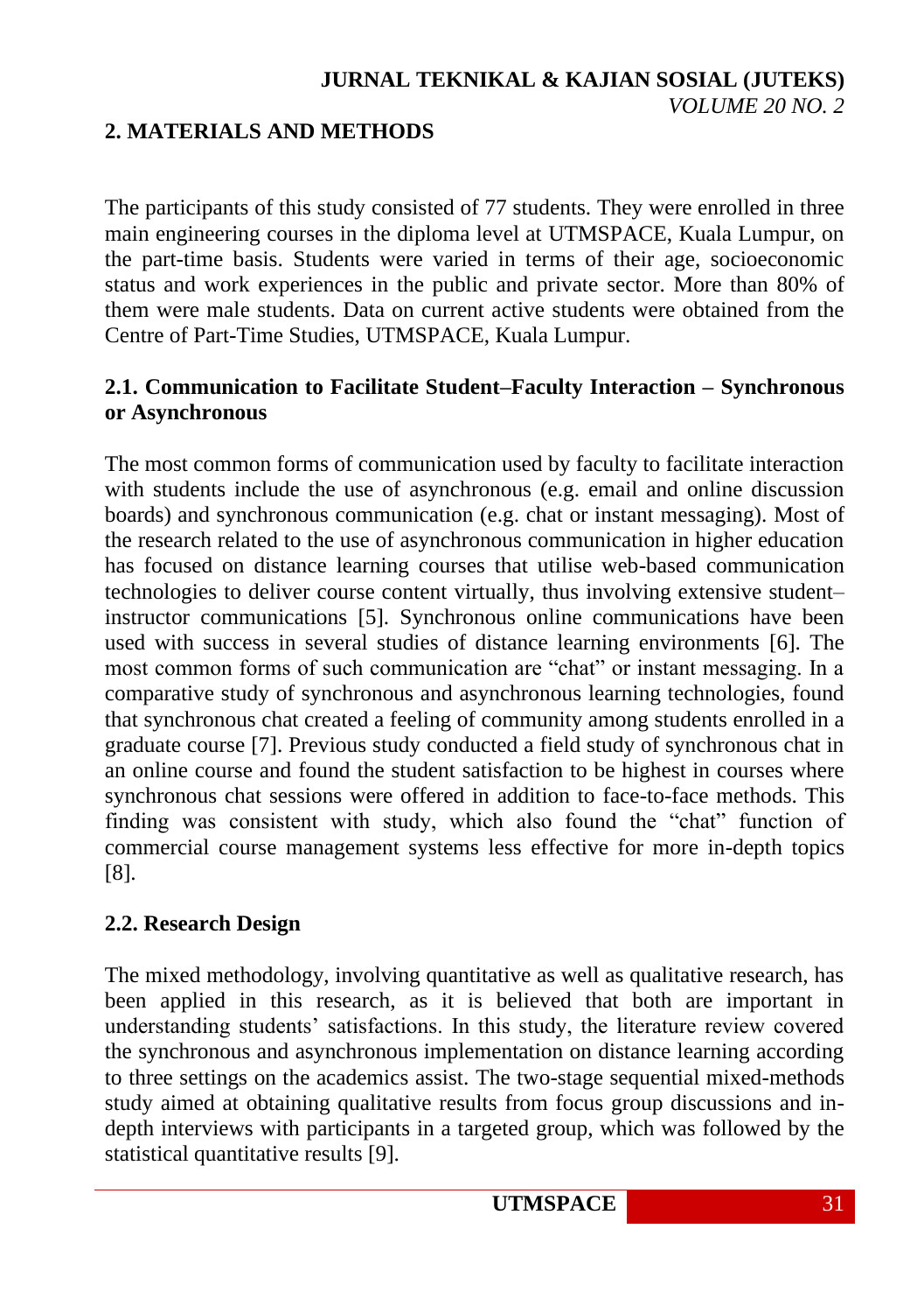## 2. MATERIALS AND METHODS

The participants of this study consisted of 77 students. They were enrolled in three main engineering courses in the diploma level at UTMSPACE, Kuala Lumpur, on the part-time basis. Students were varied in terms of their age, socioeconomic status and work experiences in the public and private sector. More than 80% of them were male students. Data on current active students were obtained from the Centre of Part-Time Studies, UTMSPACE, Kuala Lumpur.

### 2.1. Communication to Facilitate Student–Faculty Interaction – Synchronous or Asynchronous

The most common forms of communication used by faculty to facilitate interaction with students include the use of asynchronous (e.g. email and online discussion boards) and synchronous communication (e.g. chat or instant messaging). Most of the research related to the use of asynchronous communication in higher education has focused on distance learning courses that utilise web-based communication technologies to deliver course content virtually, thus involving extensive student–instructor communications [5]. Synchronous online communications have been used with success in several studies of distance learning environments [6]. The most common forms of such communication are "chat" or instant messaging. In a comparative study of synchronous and asynchronous learning technologies, found that synchronous chat created a feeling of community among students enrolled in a graduate course [7]. Previous study conducted a field study of synchronous chat in an online course and found the student satisfaction to be highest in courses where synchronous chat sessions were offered in addition to face-to-face methods. This finding was consistent with study, which also found the "chat" function of commercial course management systems less effective for more in-depth topics [8].

### 2.2. Research Design

The mixed methodology, involving quantitative as well as qualitative research, has been applied in this research, as it is believed that both are important in understanding students' satisfactions. In this study, the literature review covered the synchronous and asynchronous implementation on distance learning according to three settings on the academics assist. The two-stage sequential mixed-methods study aimed at obtaining qualitative results from focus group discussions and in-depth interviews with participants in a targeted group, which was followed by the statistical quantitative results [9].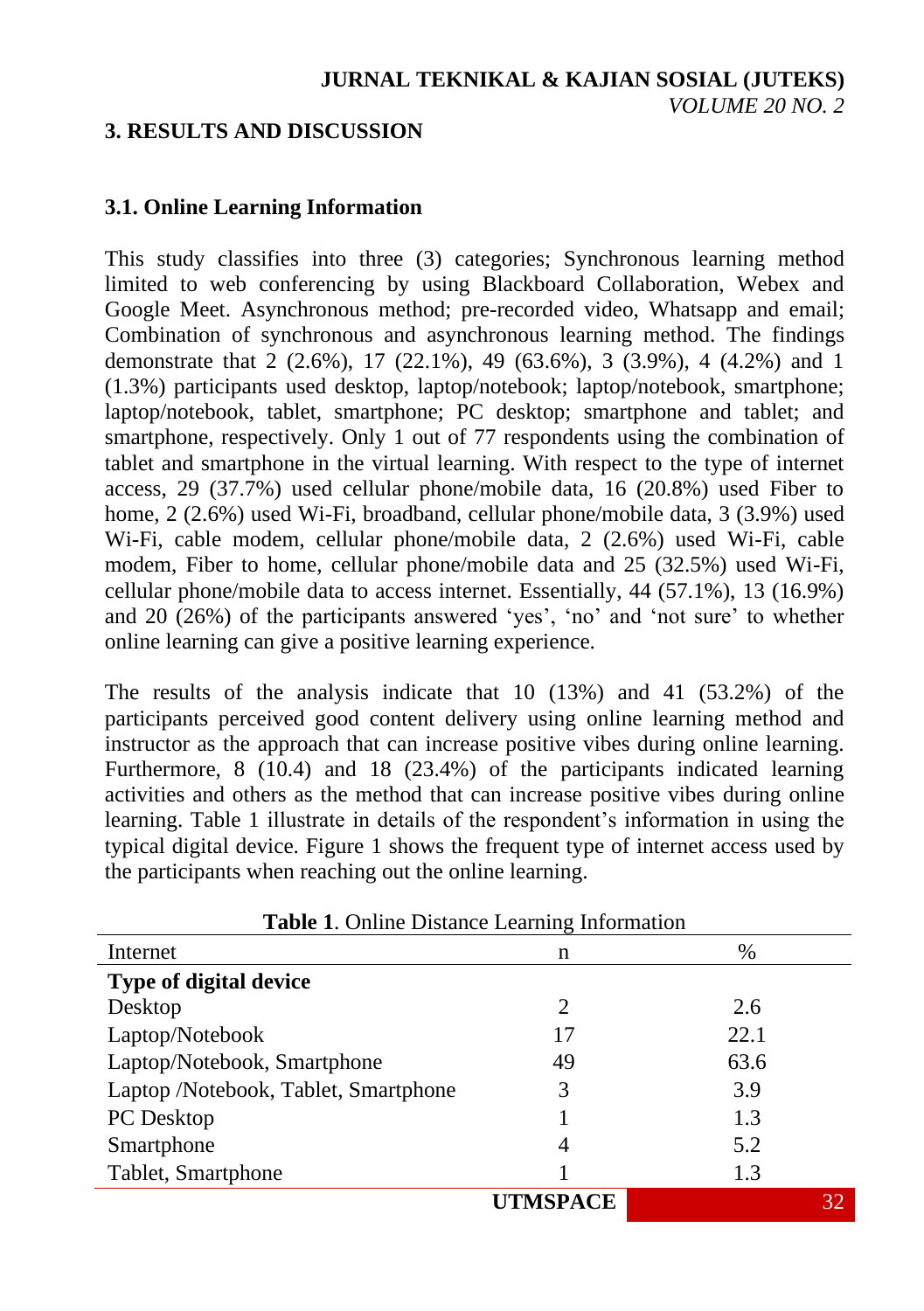## 3. RESULTS AND DISCUSSION

### 3.1. Online Learning Information

This study classifies into three (3) categories; Synchronous learning method limited to web conferencing by using Blackboard Collaboration, Webex and Google Meet. Asynchronous method; pre-recorded video, Whatsapp and email; Combination of synchronous and asynchronous learning method. The findings demonstrate that 2 (2.6%), 17 (22.1%), 49 (63.6%), 3 (3.9%), 4 (4.2%) and 1 (1.3%) participants used desktop, laptop/notebook; laptop/notebook, smartphone; laptop/notebook, tablet, smartphone; PC desktop; smartphone and tablet; and smartphone, respectively. Only 1 out of 77 respondents using the combination of tablet and smartphone in the virtual learning. With respect to the type of internet access, 29 (37.7%) used cellular phone/mobile data, 16 (20.8%) used Fiber to home, 2 (2.6%) used Wi-Fi, broadband, cellular phone/mobile data, 3 (3.9%) used Wi-Fi, cable modem, cellular phone/mobile data, 2 (2.6%) used Wi-Fi, cable modem, Fiber to home, cellular phone/mobile data and 25 (32.5%) used Wi-Fi, cellular phone/mobile data to access internet. Essentially, 44 (57.1%), 13 (16.9%) and 20 (26%) of the participants answered 'yes', 'no' and 'not sure' to whether online learning can give a positive learning experience.

The results of the analysis indicate that 10 (13%) and 41 (53.2%) of the participants perceived good content delivery using online learning method and instructor as the approach that can increase positive vibes during online learning. Furthermore, 8 (10.4) and 18 (23.4%) of the participants indicated learning activities and others as the method that can increase positive vibes during online learning. Table 1 illustrate in details of the respondent's information in using the typical digital device. Figure 1 shows the frequent type of internet access used by the participants when reaching out the online learning.

**Table 1**. Online Distance Learning Information

| Internet | n | % |
|---|---|---|
| **Type of digital device** | | |
| Desktop | 2 | 2.6 |
| Laptop/Notebook | 17 | 22.1 |
| Laptop/Notebook, Smartphone | 49 | 63.6 |
| Laptop /Notebook, Tablet, Smartphone | 3 | 3.9 |
| PC Desktop | 1 | 1.3 |
| Smartphone | 4 | 5.2 |
| Tablet, Smartphone | 1 | 1.3 |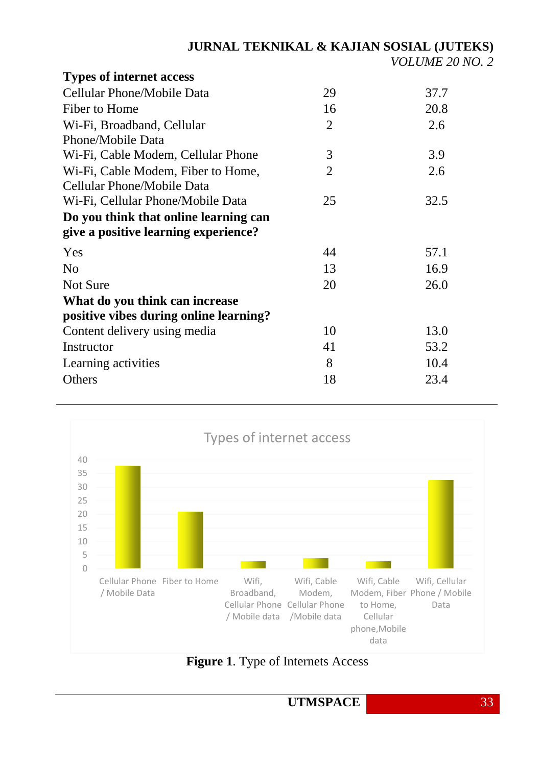| **Types of internet access** | | |
|---|---|---|
| Cellular Phone/Mobile Data | 29 | 37.7 |
| Fiber to Home | 16 | 20.8 |
| Wi-Fi, Broadband, Cellular Phone/Mobile Data | 2 | 2.6 |
| Wi-Fi, Cable Modem, Cellular Phone | 3 | 3.9 |
| Wi-Fi, Cable Modem, Fiber to Home, Cellular Phone/Mobile Data | 2 | 2.6 |
| Wi-Fi, Cellular Phone/Mobile Data | 25 | 32.5 |
| **Do you think that online learning can give a positive learning experience?** | | |
| Yes | 44 | 57.1 |
| No | 13 | 16.9 |
| Not Sure | 20 | 26.0 |
| **What do you think can increase positive vibes during online learning?** | | |
| Content delivery using media | 10 | 13.0 |
| Instructor | 41 | 53.2 |
| Learning activities | 8 | 10.4 |
| Others | 18 | 23.4 |

**Figure 1**. Type of Internets Access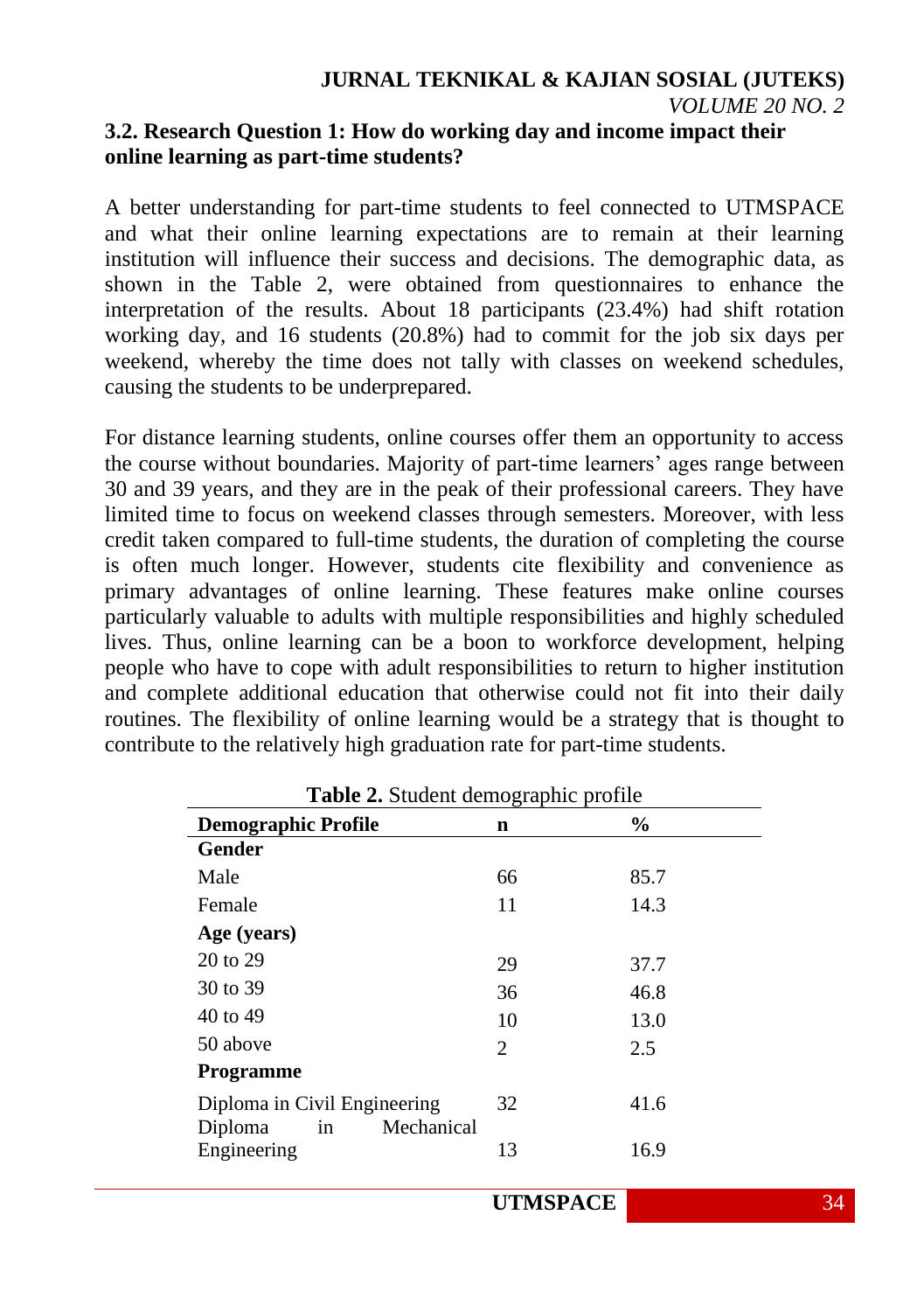### 3.2. Research Question 1: How do working day and income impact their online learning as part-time students?

A better understanding for part-time students to feel connected to UTMSPACE and what their online learning expectations are to remain at their learning institution will influence their success and decisions. The demographic data, as shown in the Table 2, were obtained from questionnaires to enhance the interpretation of the results. About 18 participants (23.4%) had shift rotation working day, and 16 students (20.8%) had to commit for the job six days per weekend, whereby the time does not tally with classes on weekend schedules, causing the students to be underprepared.

For distance learning students, online courses offer them an opportunity to access the course without boundaries. Majority of part-time learners' ages range between 30 and 39 years, and they are in the peak of their professional careers. They have limited time to focus on weekend classes through semesters. Moreover, with less credit taken compared to full-time students, the duration of completing the course is often much longer. However, students cite flexibility and convenience as primary advantages of online learning. These features make online courses particularly valuable to adults with multiple responsibilities and highly scheduled lives. Thus, online learning can be a boon to workforce development, helping people who have to cope with adult responsibilities to return to higher institution and complete additional education that otherwise could not fit into their daily routines. The flexibility of online learning would be a strategy that is thought to contribute to the relatively high graduation rate for part-time students.

**Table 2.** Student demographic profile

| Demographic Profile | n | % |
|---|---|---|
| **Gender** | | |
| Male | 66 | 85.7 |
| Female | 11 | 14.3 |
| **Age (years)** | | |
| 20 to 29 | 29 | 37.7 |
| 30 to 39 | 36 | 46.8 |
| 40 to 49 | 10 | 13.0 |
| 50 above | 2 | 2.5 |
| **Programme** | | |
| Diploma in Civil Engineering | 32 | 41.6 |
| Diploma in Mechanical Engineering | 13 | 16.9 |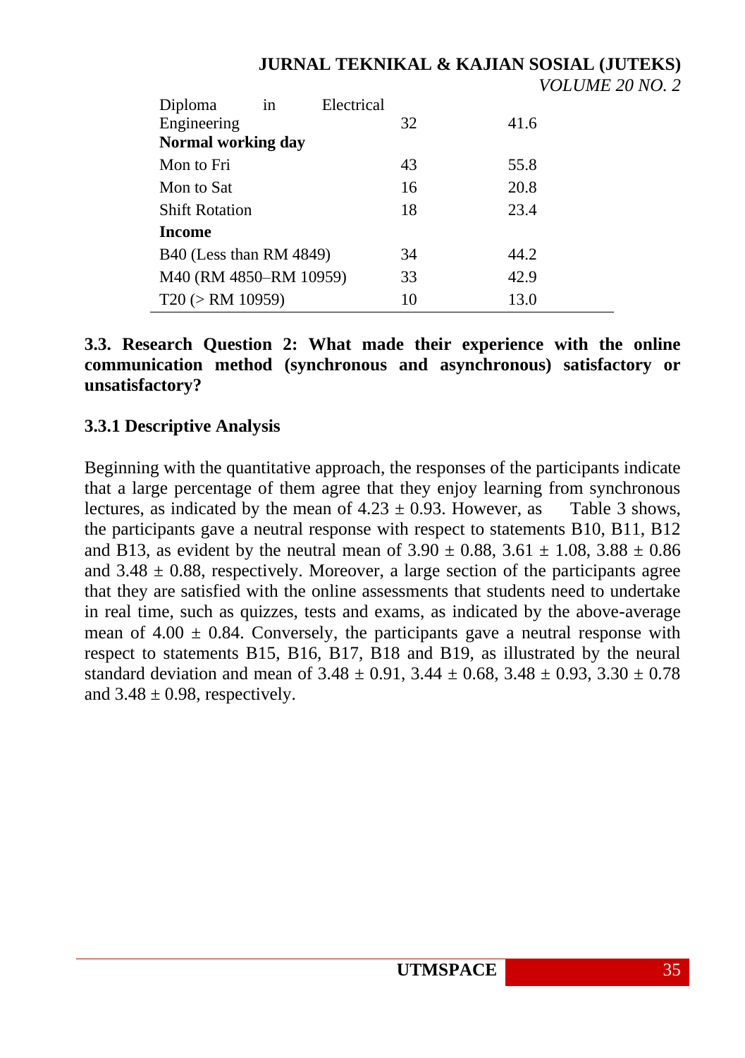| | | |
|---|---|---|
| Diploma in Electrical Engineering | 32 | 41.6 |
| **Normal working day** | | |
| Mon to Fri | 43 | 55.8 |
| Mon to Sat | 16 | 20.8 |
| Shift Rotation | 18 | 23.4 |
| **Income** | | |
| B40 (Less than RM 4849) | 34 | 44.2 |
| M40 (RM 4850–RM 10959) | 33 | 42.9 |
| T20 (> RM 10959) | 10 | 13.0 |

### 3.3. Research Question 2: What made their experience with the online communication method (synchronous and asynchronous) satisfactory or unsatisfactory?

#### 3.3.1 Descriptive Analysis

Beginning with the quantitative approach, the responses of the participants indicate that a large percentage of them agree that they enjoy learning from synchronous lectures, as indicated by the mean of $4.23 \pm 0.93$. However, as Table 3 shows, the participants gave a neutral response with respect to statements B10, B11, B12 and B13, as evident by the neutral mean of $3.90 \pm 0.88$, $3.61 \pm 1.08$, $3.88 \pm 0.86$ and $3.48 \pm 0.88$, respectively. Moreover, a large section of the participants agree that they are satisfied with the online assessments that students need to undertake in real time, such as quizzes, tests and exams, as indicated by the above-average mean of $4.00 \pm 0.84$. Conversely, the participants gave a neutral response with respect to statements B15, B16, B17, B18 and B19, as illustrated by the neural standard deviation and mean of $3.48 \pm 0.91$, $3.44 \pm 0.68$, $3.48 \pm 0.93$, $3.30 \pm 0.78$ and $3.48 \pm 0.98$, respectively.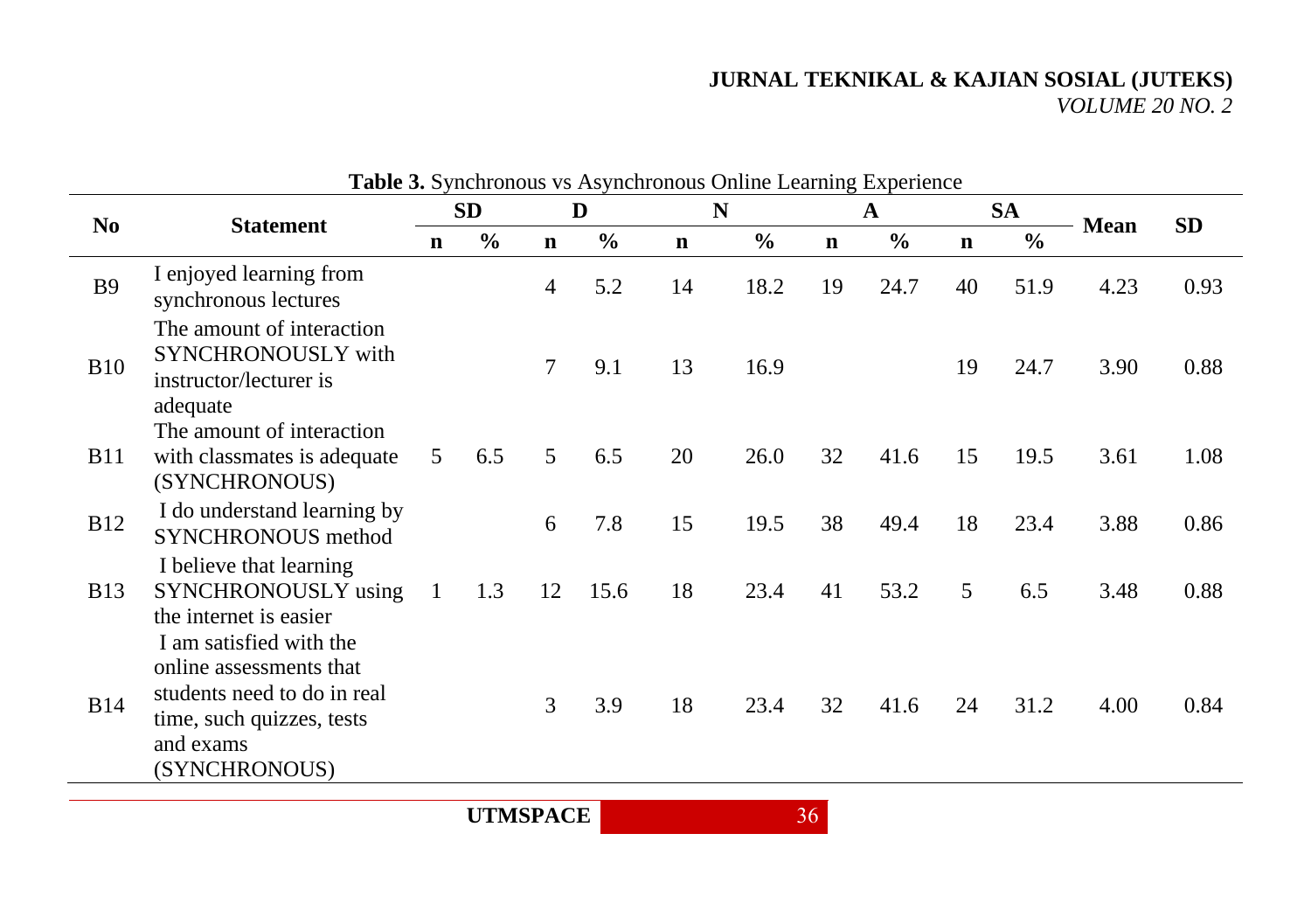**Table 3.** Synchronous vs Asynchronous Online Learning Experience

| No | Statement | SD | | D | | N | | A | | SA | | Mean | SD |
|---|---|---|---|---|---|---|---|---|---|---|---|---|---|
| | | n | % | n | % | n | % | n | % | n | % | | |
| B9 | I enjoyed learning from synchronous lectures | | | 4 | 5.2 | 14 | 18.2 | 19 | 24.7 | 40 | 51.9 | 4.23 | 0.93 |
| B10 | The amount of interaction SYNCHRONOUSLY with instructor/lecturer is adequate | | | 7 | 9.1 | 13 | 16.9 | | | 19 | 24.7 | 3.90 | 0.88 |
| B11 | The amount of interaction with classmates is adequate (SYNCHRONOUS) | 5 | 6.5 | 5 | 6.5 | 20 | 26.0 | 32 | 41.6 | 15 | 19.5 | 3.61 | 1.08 |
| B12 | I do understand learning by SYNCHRONOUS method | | | 6 | 7.8 | 15 | 19.5 | 38 | 49.4 | 18 | 23.4 | 3.88 | 0.86 |
| B13 | I believe that learning SYNCHRONOUSLY using the internet is easier | 1 | 1.3 | 12 | 15.6 | 18 | 23.4 | 41 | 53.2 | 5 | 6.5 | 3.48 | 0.88 |
| B14 | I am satisfied with the online assessments that students need to do in real time, such quizzes, tests and exams (SYNCHRONOUS) | | | 3 | 3.9 | 18 | 23.4 | 32 | 41.6 | 24 | 31.2 | 4.00 | 0.84 |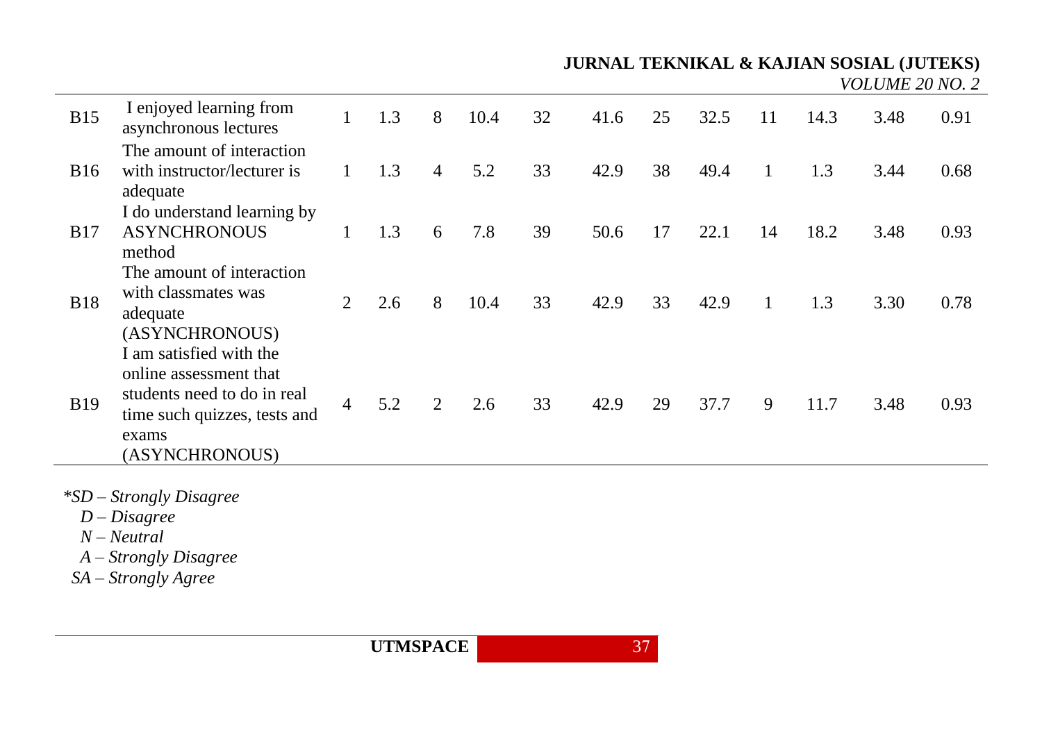| | | | | | | | | | | | | | |
|---|---|---|---|---|---|---|---|---|---|---|---|---|---|
| B15 | I enjoyed learning from asynchronous lectures | 1 | 1.3 | 8 | 10.4 | 32 | 41.6 | 25 | 32.5 | 11 | 14.3 | 3.48 | 0.91 |
| B16 | The amount of interaction with instructor/lecturer is adequate | 1 | 1.3 | 4 | 5.2 | 33 | 42.9 | 38 | 49.4 | 1 | 1.3 | 3.44 | 0.68 |
| B17 | I do understand learning by ASYNCHRONOUS method | 1 | 1.3 | 6 | 7.8 | 39 | 50.6 | 17 | 22.1 | 14 | 18.2 | 3.48 | 0.93 |
| B18 | The amount of interaction with classmates was adequate (ASYNCHRONOUS) | 2 | 2.6 | 8 | 10.4 | 33 | 42.9 | 33 | 42.9 | 1 | 1.3 | 3.30 | 0.78 |
| B19 | I am satisfied with the online assessment that students need to do in real time such quizzes, tests and exams (ASYNCHRONOUS) | 4 | 5.2 | 2 | 2.6 | 33 | 42.9 | 29 | 37.7 | 9 | 11.7 | 3.48 | 0.93 |

*\*SD – Strongly Disagree*  
*D – Disagree*  
*N – Neutral*  
*A – Strongly Disagree*  
*SA – Strongly Agree*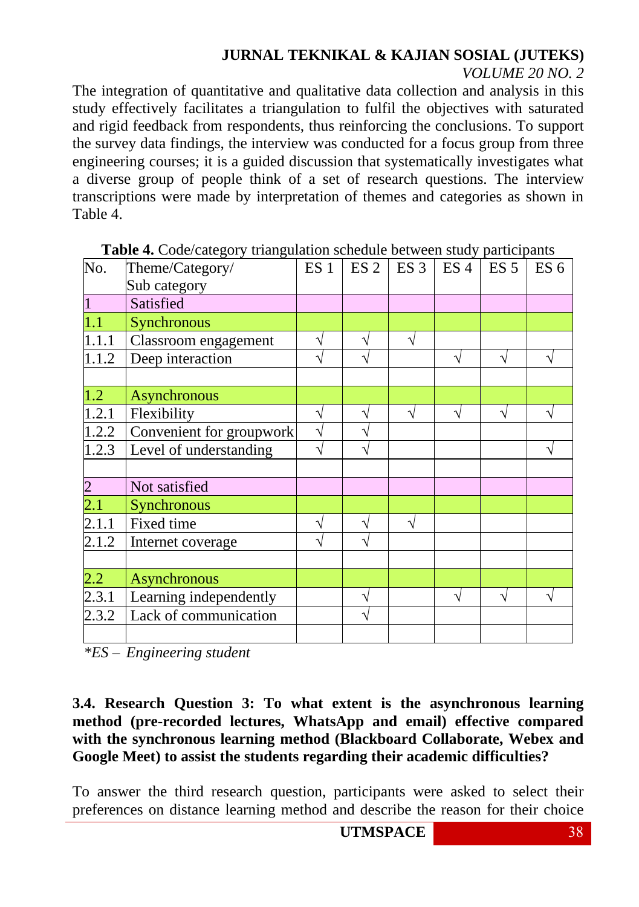The integration of quantitative and qualitative data collection and analysis in this study effectively facilitates a triangulation to fulfil the objectives with saturated and rigid feedback from respondents, thus reinforcing the conclusions. To support the survey data findings, the interview was conducted for a focus group from three engineering courses; it is a guided discussion that systematically investigates what a diverse group of people think of a set of research questions. The interview transcriptions were made by interpretation of themes and categories as shown in Table 4.

**Table 4.** Code/category triangulation schedule between study participants

| No. | Theme/Category/ Sub category | ES 1 | ES 2 | ES 3 | ES 4 | ES 5 | ES 6 |
|---|---|---|---|---|---|---|---|
| 1 | Satisfied | | | | | | |
| 1.1 | Synchronous | | | | | | |
| 1.1.1 | Classroom engagement | √ | √ | √ | | | |
| 1.1.2 | Deep interaction | √ | √ | | √ | √ | √ |
| | | | | | | | |
| 1.2 | Asynchronous | | | | | | |
| 1.2.1 | Flexibility | √ | √ | √ | √ | √ | √ |
| 1.2.2 | Convenient for groupwork | √ | √ | | | | |
| 1.2.3 | Level of understanding | √ | √ | | | | √ |
| | | | | | | | |
| 2 | Not satisfied | | | | | | |
| 2.1 | Synchronous | | | | | | |
| 2.1.1 | Fixed time | √ | √ | √ | | | |
| 2.1.2 | Internet coverage | √ | √ | | | | |
| | | | | | | | |
| 2.2 | Asynchronous | | | | | | |
| 2.3.1 | Learning independently | | √ | | √ | √ | √ |
| 2.3.2 | Lack of communication | | √ | | | | |
| | | | | | | | |

*\*ES – Engineering student*

### 3.4. Research Question 3: To what extent is the asynchronous learning method (pre-recorded lectures, WhatsApp and email) effective compared with the synchronous learning method (Blackboard Collaborate, Webex and Google Meet) to assist the students regarding their academic difficulties?

To answer the third research question, participants were asked to select their preferences on distance learning method and describe the reason for their choice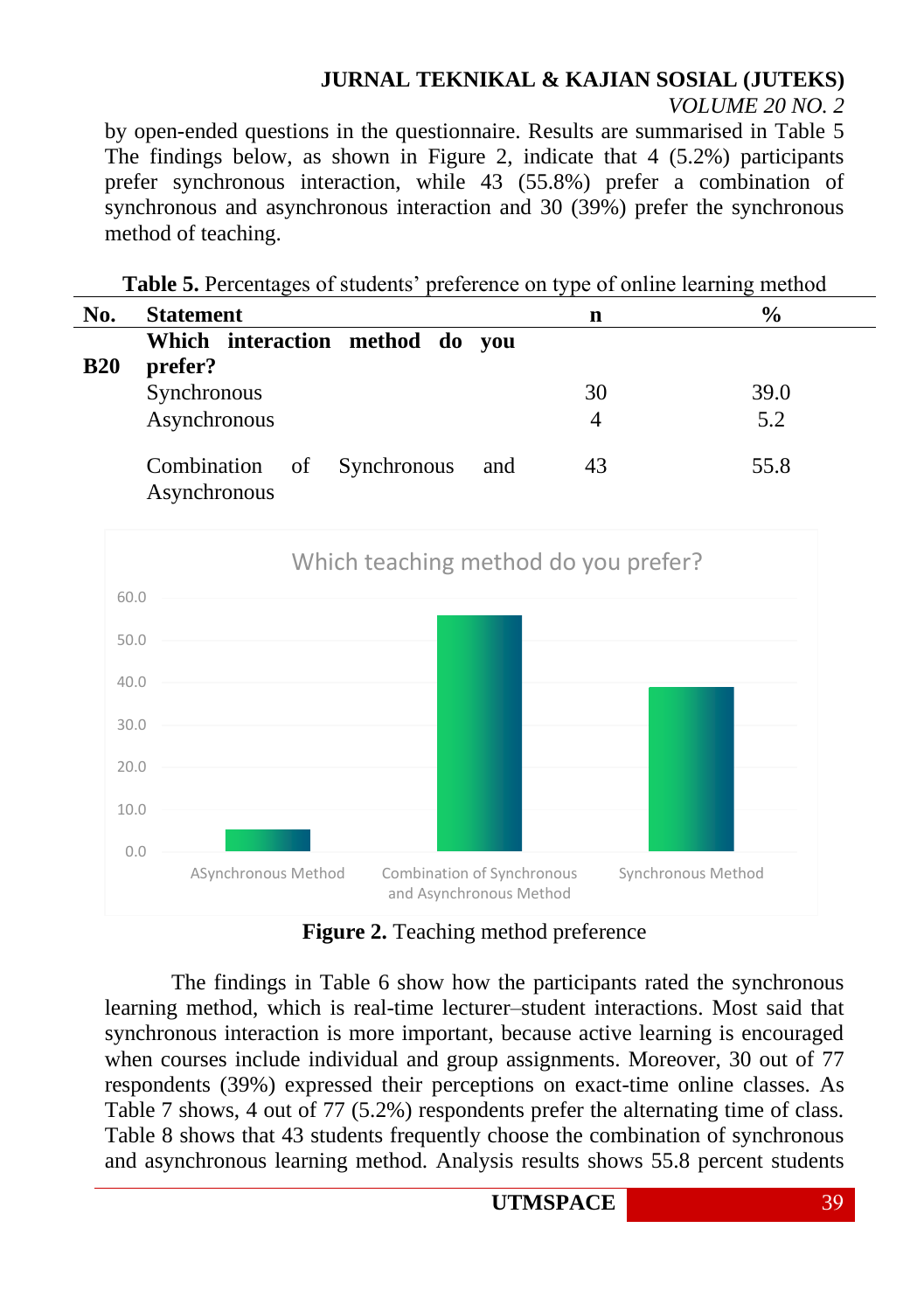by open-ended questions in the questionnaire. Results are summarised in Table 5 The findings below, as shown in Figure 2, indicate that 4 (5.2%) participants prefer synchronous interaction, while 43 (55.8%) prefer a combination of synchronous and asynchronous interaction and 30 (39%) prefer the synchronous method of teaching.

**Table 5.** Percentages of students' preference on type of online learning method

| No. | Statement | n | % |
|---|---|---|---|
| B20 | **Which interaction method do you prefer?** | | |
| | Synchronous | 30 | 39.0 |
| | Asynchronous | 4 | 5.2 |
| | Combination of Synchronous and Asynchronous | 43 | 55.8 |

**Figure 2.** Teaching method preference

The findings in Table 6 show how the participants rated the synchronous learning method, which is real-time lecturer–student interactions. Most said that synchronous interaction is more important, because active learning is encouraged when courses include individual and group assignments. Moreover, 30 out of 77 respondents (39%) expressed their perceptions on exact-time online classes. As Table 7 shows, 4 out of 77 (5.2%) respondents prefer the alternating time of class. Table 8 shows that 43 students frequently choose the combination of synchronous and asynchronous learning method. Analysis results shows 55.8 percent students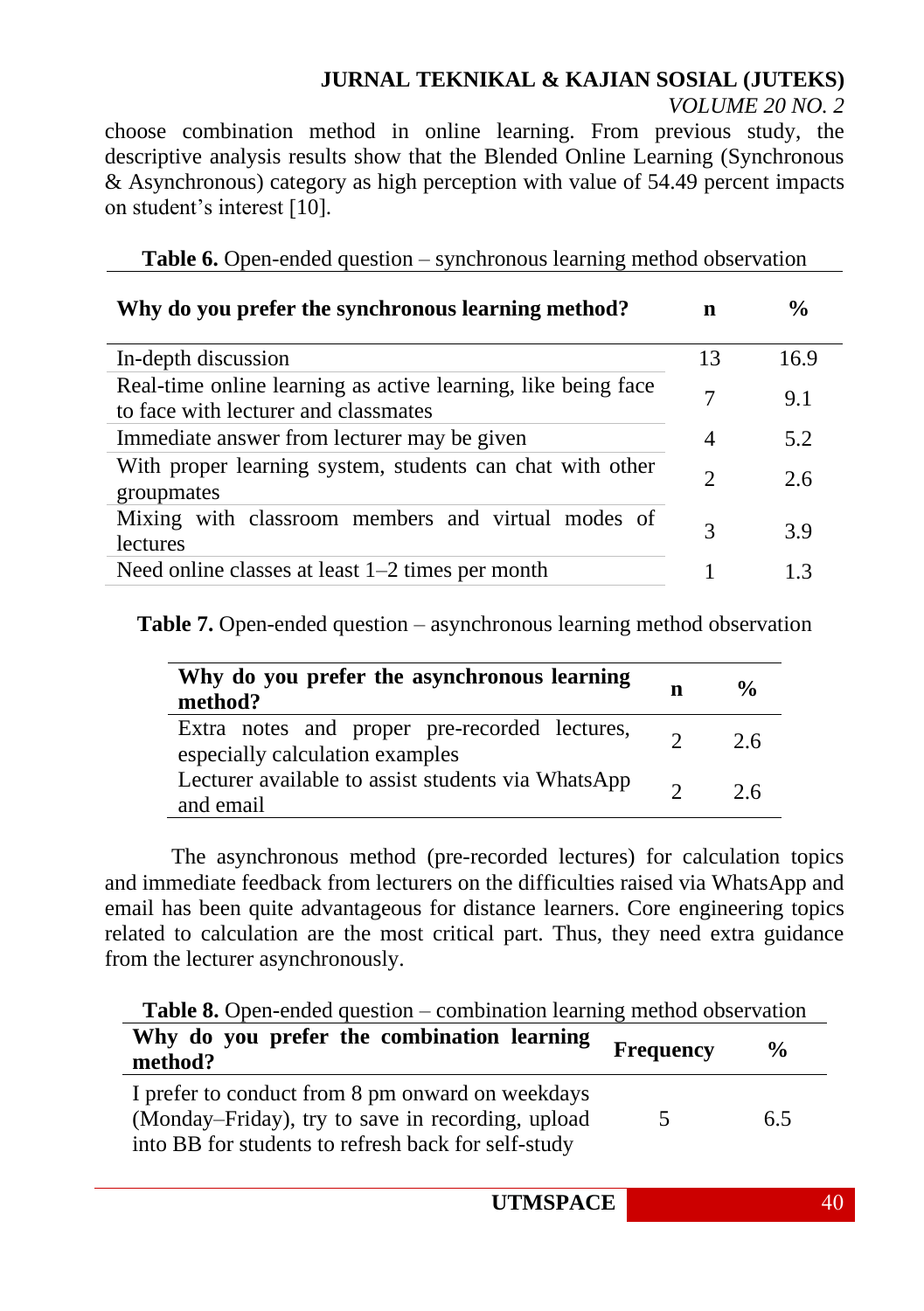choose combination method in online learning. From previous study, the descriptive analysis results show that the Blended Online Learning (Synchronous & Asynchronous) category as high perception with value of 54.49 percent impacts on student's interest [10].

**Table 6.** Open-ended question – synchronous learning method observation

| Why do you prefer the synchronous learning method? | n | % |
|---|---|---|
| In-depth discussion | 13 | 16.9 |
| Real-time online learning as active learning, like being face to face with lecturer and classmates | 7 | 9.1 |
| Immediate answer from lecturer may be given | 4 | 5.2 |
| With proper learning system, students can chat with other groupmates | 2 | 2.6 |
| Mixing with classroom members and virtual modes of lectures | 3 | 3.9 |
| Need online classes at least 1–2 times per month | 1 | 1.3 |

**Table 7.** Open-ended question – asynchronous learning method observation

| Why do you prefer the asynchronous learning method? | n | % |
|---|---|---|
| Extra notes and proper pre-recorded lectures, especially calculation examples | 2 | 2.6 |
| Lecturer available to assist students via WhatsApp and email | 2 | 2.6 |

The asynchronous method (pre-recorded lectures) for calculation topics and immediate feedback from lecturers on the difficulties raised via WhatsApp and email has been quite advantageous for distance learners. Core engineering topics related to calculation are the most critical part. Thus, they need extra guidance from the lecturer asynchronously.

**Table 8.** Open-ended question – combination learning method observation

| Why do you prefer the combination learning method? | Frequency | % |
|---|---|---|
| I prefer to conduct from 8 pm onward on weekdays (Monday–Friday), try to save in recording, upload into BB for students to refresh back for self-study | 5 | 6.5 |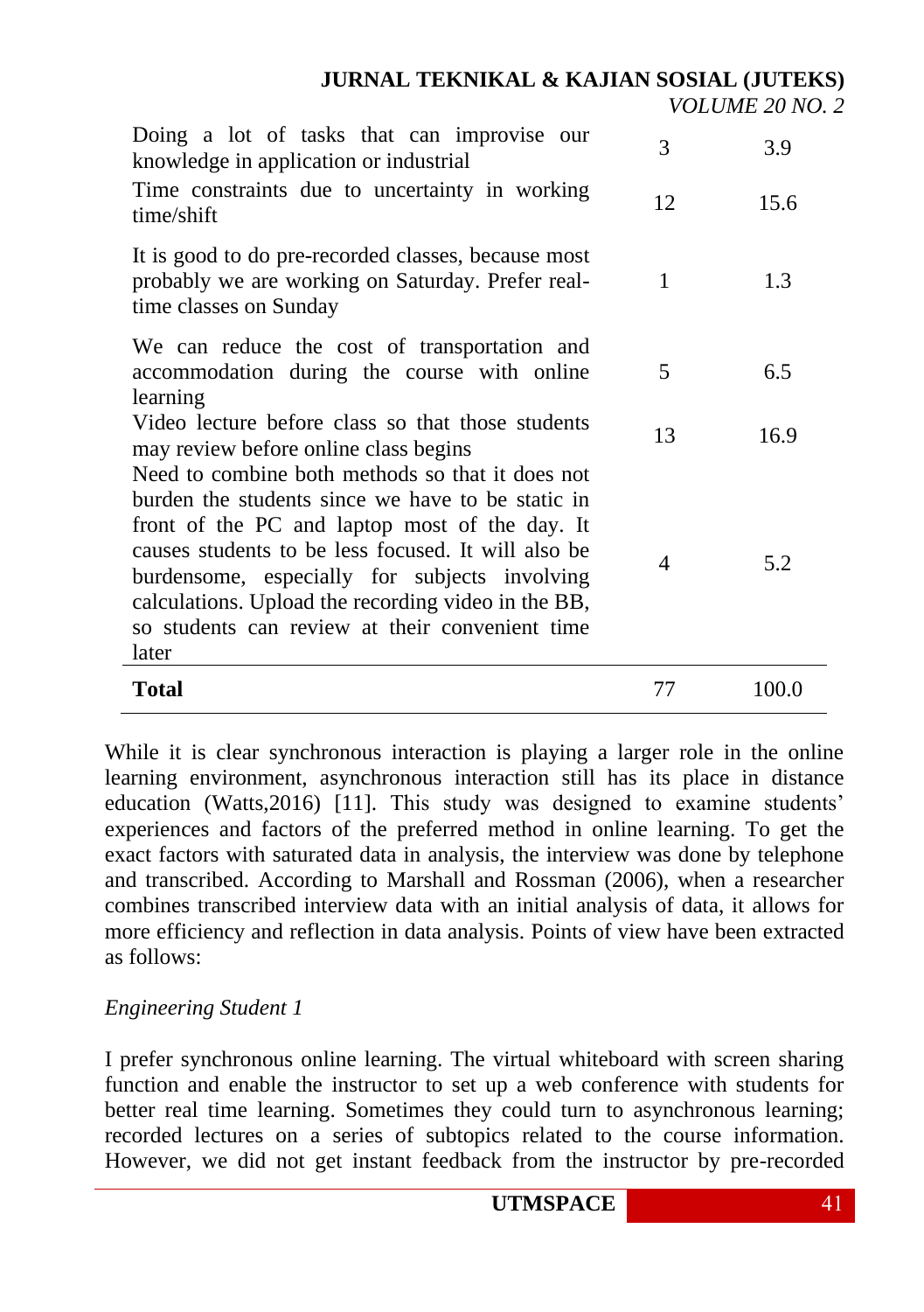| | | |
|---|---|---|
| Doing a lot of tasks that can improvise our knowledge in application or industrial | 3 | 3.9 |
| Time constraints due to uncertainty in working time/shift | 12 | 15.6 |
| It is good to do pre-recorded classes, because most probably we are working on Saturday. Prefer real-time classes on Sunday | 1 | 1.3 |
| We can reduce the cost of transportation and accommodation during the course with online learning | 5 | 6.5 |
| Video lecture before class so that those students may review before online class begins | 13 | 16.9 |
| Need to combine both methods so that it does not burden the students since we have to be static in front of the PC and laptop most of the day. It causes students to be less focused. It will also be burdensome, especially for subjects involving calculations. Upload the recording video in the BB, so students can review at their convenient time later | 4 | 5.2 |
| **Total** | 77 | 100.0 |

While it is clear synchronous interaction is playing a larger role in the online learning environment, asynchronous interaction still has its place in distance education (Watts,2016) [11]. This study was designed to examine students' experiences and factors of the preferred method in online learning. To get the exact factors with saturated data in analysis, the interview was done by telephone and transcribed. According to Marshall and Rossman (2006), when a researcher combines transcribed interview data with an initial analysis of data, it allows for more efficiency and reflection in data analysis. Points of view have been extracted as follows:

*Engineering Student 1*

I prefer synchronous online learning. The virtual whiteboard with screen sharing function and enable the instructor to set up a web conference with students for better real time learning. Sometimes they could turn to asynchronous learning; recorded lectures on a series of subtopics related to the course information. However, we did not get instant feedback from the instructor by pre-recorded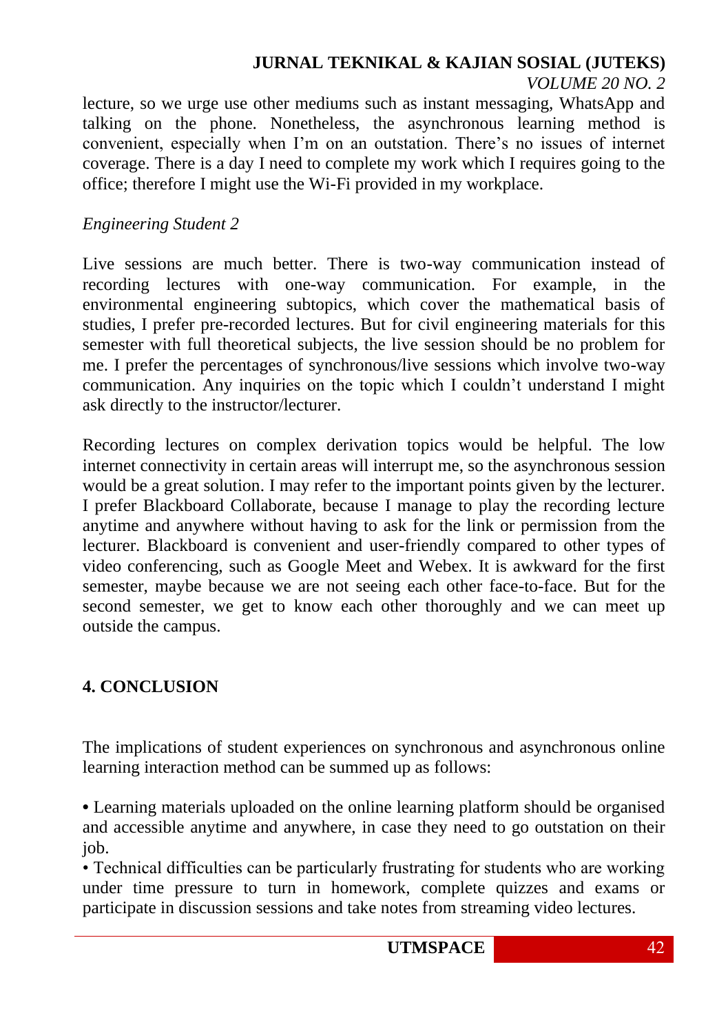lecture, so we urge use other mediums such as instant messaging, WhatsApp and talking on the phone. Nonetheless, the asynchronous learning method is convenient, especially when I'm on an outstation. There's no issues of internet coverage. There is a day I need to complete my work which I requires going to the office; therefore I might use the Wi-Fi provided in my workplace.

*Engineering Student 2*

Live sessions are much better. There is two-way communication instead of recording lectures with one-way communication. For example, in the environmental engineering subtopics, which cover the mathematical basis of studies, I prefer pre-recorded lectures. But for civil engineering materials for this semester with full theoretical subjects, the live session should be no problem for me. I prefer the percentages of synchronous/live sessions which involve two-way communication. Any inquiries on the topic which I couldn't understand I might ask directly to the instructor/lecturer.

Recording lectures on complex derivation topics would be helpful. The low internet connectivity in certain areas will interrupt me, so the asynchronous session would be a great solution. I may refer to the important points given by the lecturer. I prefer Blackboard Collaborate, because I manage to play the recording lecture anytime and anywhere without having to ask for the link or permission from the lecturer. Blackboard is convenient and user-friendly compared to other types of video conferencing, such as Google Meet and Webex. It is awkward for the first semester, maybe because we are not seeing each other face-to-face. But for the second semester, we get to know each other thoroughly and we can meet up outside the campus.

## 4. CONCLUSION

The implications of student experiences on synchronous and asynchronous online learning interaction method can be summed up as follows:

- Learning materials uploaded on the online learning platform should be organised and accessible anytime and anywhere, in case they need to go outstation on their job.
- Technical difficulties can be particularly frustrating for students who are working under time pressure to turn in homework, complete quizzes and exams or participate in discussion sessions and take notes from streaming video lectures.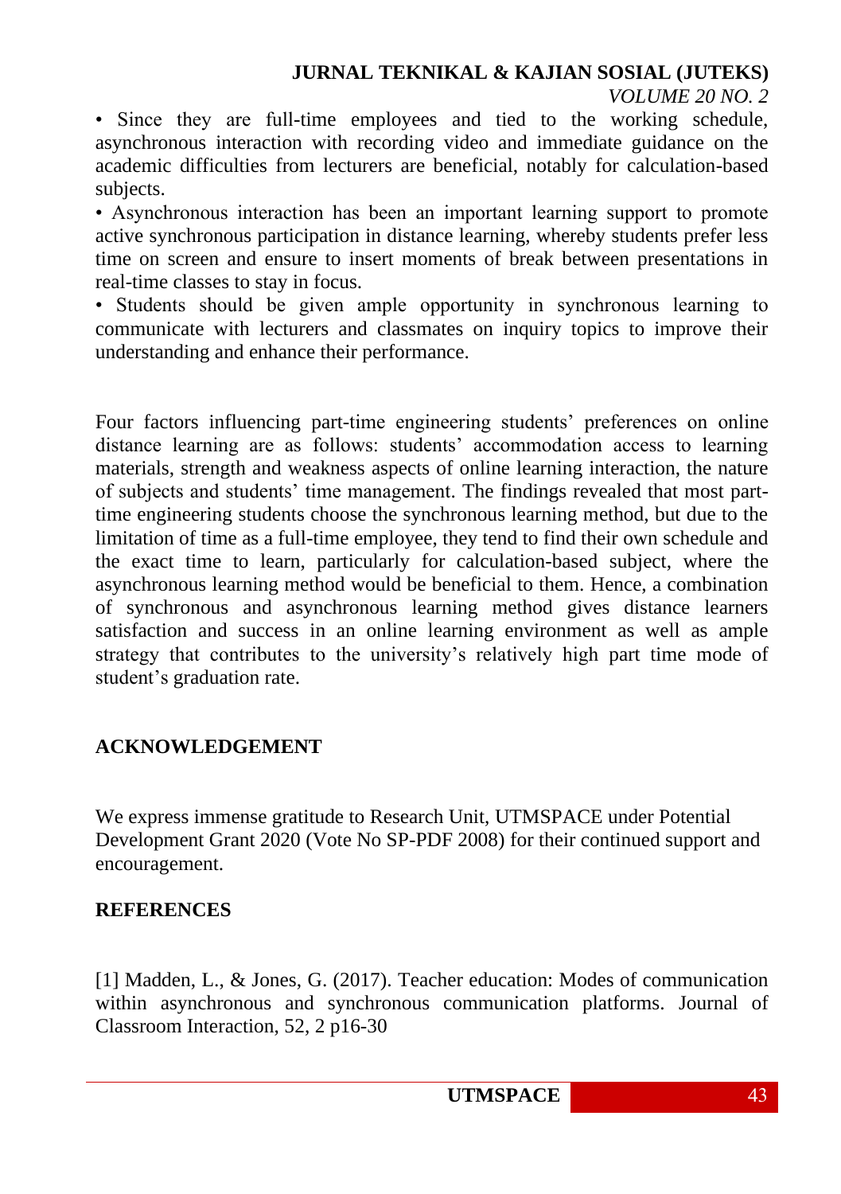- Since they are full-time employees and tied to the working schedule, asynchronous interaction with recording video and immediate guidance on the academic difficulties from lecturers are beneficial, notably for calculation-based subjects.
- Asynchronous interaction has been an important learning support to promote active synchronous participation in distance learning, whereby students prefer less time on screen and ensure to insert moments of break between presentations in real-time classes to stay in focus.
- Students should be given ample opportunity in synchronous learning to communicate with lecturers and classmates on inquiry topics to improve their understanding and enhance their performance.

Four factors influencing part-time engineering students' preferences on online distance learning are as follows: students' accommodation access to learning materials, strength and weakness aspects of online learning interaction, the nature of subjects and students' time management. The findings revealed that most part-time engineering students choose the synchronous learning method, but due to the limitation of time as a full-time employee, they tend to find their own schedule and the exact time to learn, particularly for calculation-based subject, where the asynchronous learning method would be beneficial to them. Hence, a combination of synchronous and asynchronous learning method gives distance learners satisfaction and success in an online learning environment as well as ample strategy that contributes to the university's relatively high part time mode of student's graduation rate.

## ACKNOWLEDGEMENT

We express immense gratitude to Research Unit, UTMSPACE under Potential Development Grant 2020 (Vote No SP-PDF 2008) for their continued support and encouragement.

## REFERENCES

[1] Madden, L., & Jones, G. (2017). Teacher education: Modes of communication within asynchronous and synchronous communication platforms. Journal of Classroom Interaction, 52, 2 p16-30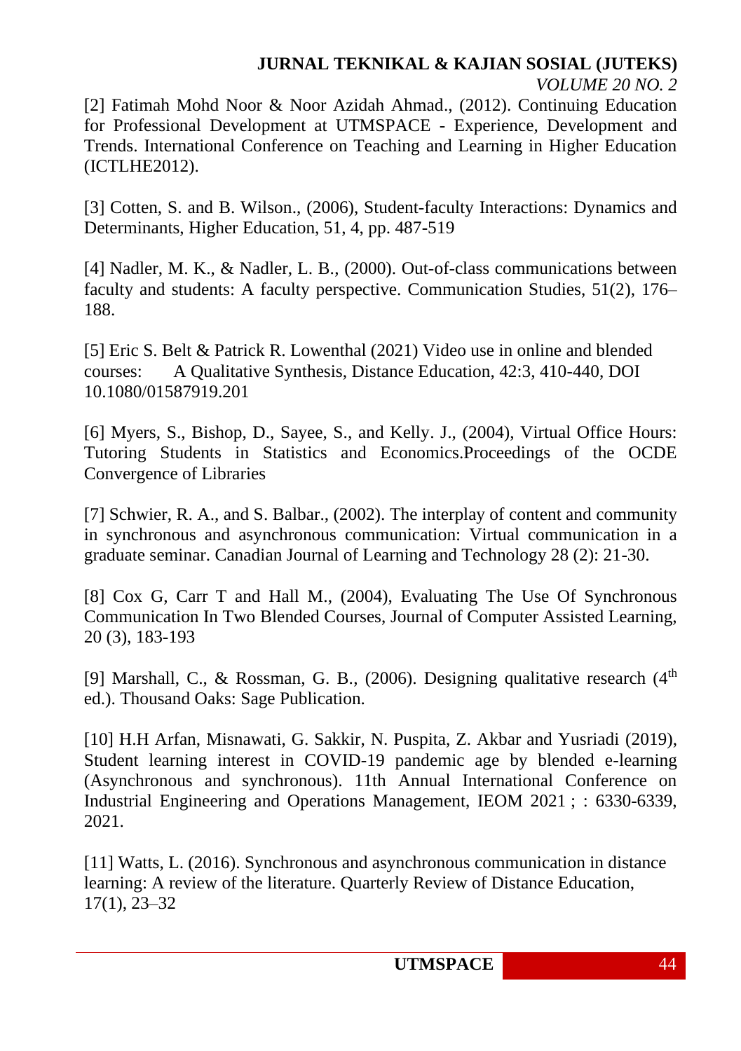[2] Fatimah Mohd Noor & Noor Azidah Ahmad., (2012). Continuing Education for Professional Development at UTMSPACE - Experience, Development and Trends. International Conference on Teaching and Learning in Higher Education (ICTLHE2012).

[3] Cotten, S. and B. Wilson., (2006), Student-faculty Interactions: Dynamics and Determinants, Higher Education, 51, 4, pp. 487-519

[4] Nadler, M. K., & Nadler, L. B., (2000). Out-of-class communications between faculty and students: A faculty perspective. Communication Studies, 51(2), 176–188.

[5] Eric S. Belt & Patrick R. Lowenthal (2021) Video use in online and blended courses: A Qualitative Synthesis, Distance Education, 42:3, 410-440, DOI 10.1080/01587919.201

[6] Myers, S., Bishop, D., Sayee, S., and Kelly. J., (2004), Virtual Office Hours: Tutoring Students in Statistics and Economics.Proceedings of the OCDE Convergence of Libraries

[7] Schwier, R. A., and S. Balbar., (2002). The interplay of content and community in synchronous and asynchronous communication: Virtual communication in a graduate seminar. Canadian Journal of Learning and Technology 28 (2): 21-30.

[8] Cox G, Carr T and Hall M., (2004), Evaluating The Use Of Synchronous Communication In Two Blended Courses, Journal of Computer Assisted Learning, 20 (3), 183-193

[9] Marshall, C., & Rossman, G. B., (2006). Designing qualitative research (4th ed.). Thousand Oaks: Sage Publication.

[10] H.H Arfan, Misnawati, G. Sakkir, N. Puspita, Z. Akbar and Yusriadi (2019), Student learning interest in COVID-19 pandemic age by blended e-learning (Asynchronous and synchronous). 11th Annual International Conference on Industrial Engineering and Operations Management, IEOM 2021 ; : 6330-6339, 2021.

[11] Watts, L. (2016). Synchronous and asynchronous communication in distance learning: A review of the literature. Quarterly Review of Distance Education, 17(1), 23–32